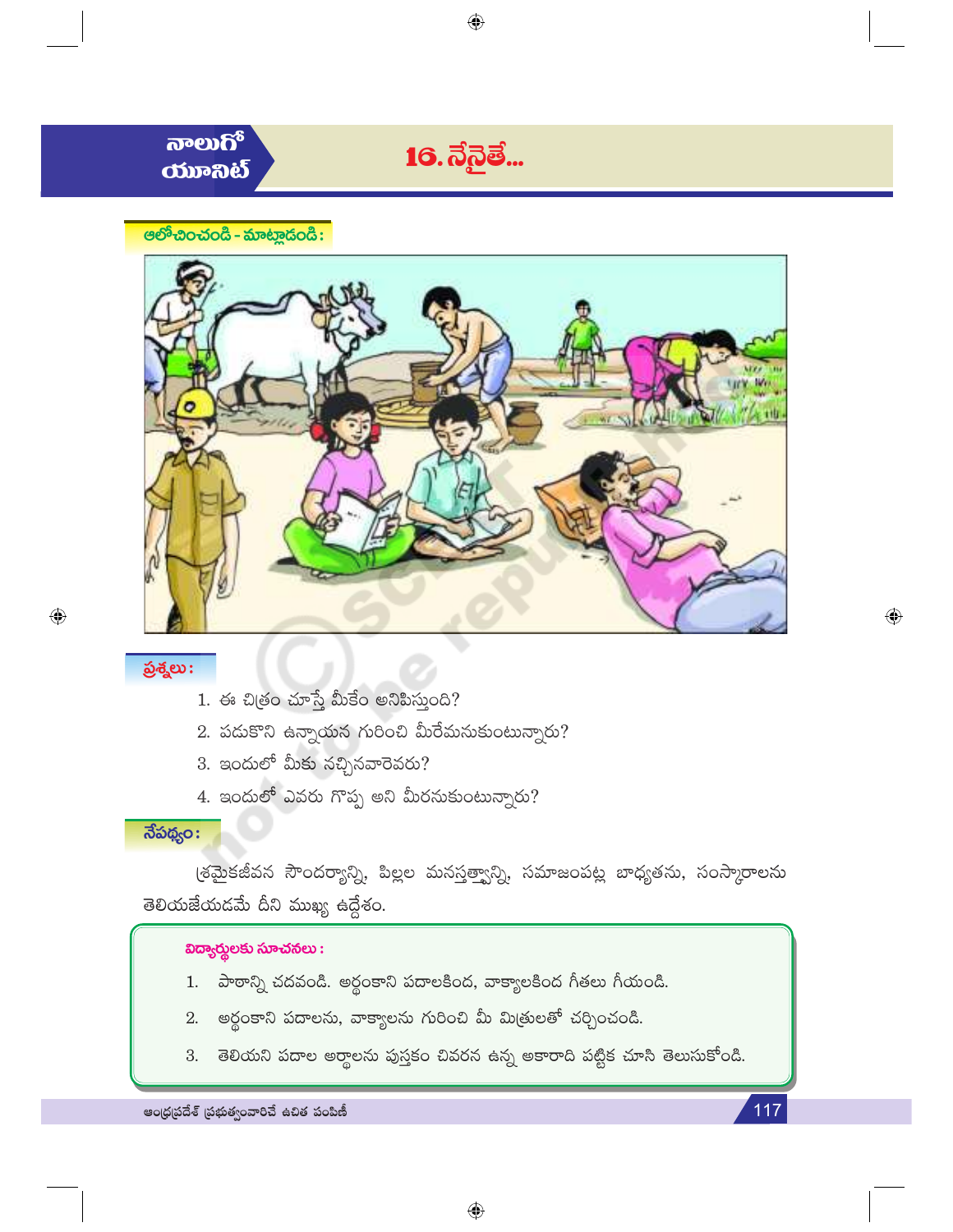నాలుగో యూనిట్

# 16. నేనైతే...

## ఆలోచించండి - మాట్లాడండి :

### ప్రశ్నలు :

1. ఈ చిత్రం చూస్తే మీకేం అనిపిస్తుంది?
2. పడుకొని ఉన్నాయన గురించి మీరేమనుకుంటున్నారు?
3. ఇందులో మీకు నచ్చినవారెవరు?
4. ఇందులో ఎవరు గొప్ప అని మీరనుకుంటున్నారు?

### నేపథ్యం :

శ్రమైకజీవన సౌందర్యాన్ని, పిల్లల మనస్తత్వాన్ని, సమాజంపట్ల బాధ్యతను, సంస్కారాలను తెలియజేయడమే దీని ముఖ్య ఉద్దేశం.

**విద్యార్థులకు సూచనలు :**

1. పాఠాన్ని చదవండి. అర్థంకాని పదాలకింద, వాక్యాలకింద గీతలు గీయండి.
2. అర్థంకాని పదాలను, వాక్యాలను గురించి మీ మిత్రులతో చర్చించండి.
3. తెలియని పదాల అర్థాలను పుస్తకం చివరన ఉన్న అకారాది పట్టిక చూసి తెలుసుకోండి.

ఆంధ్రప్రదేశ్ ప్రభుత్వంవారిచే ఉచిత పంపిణీ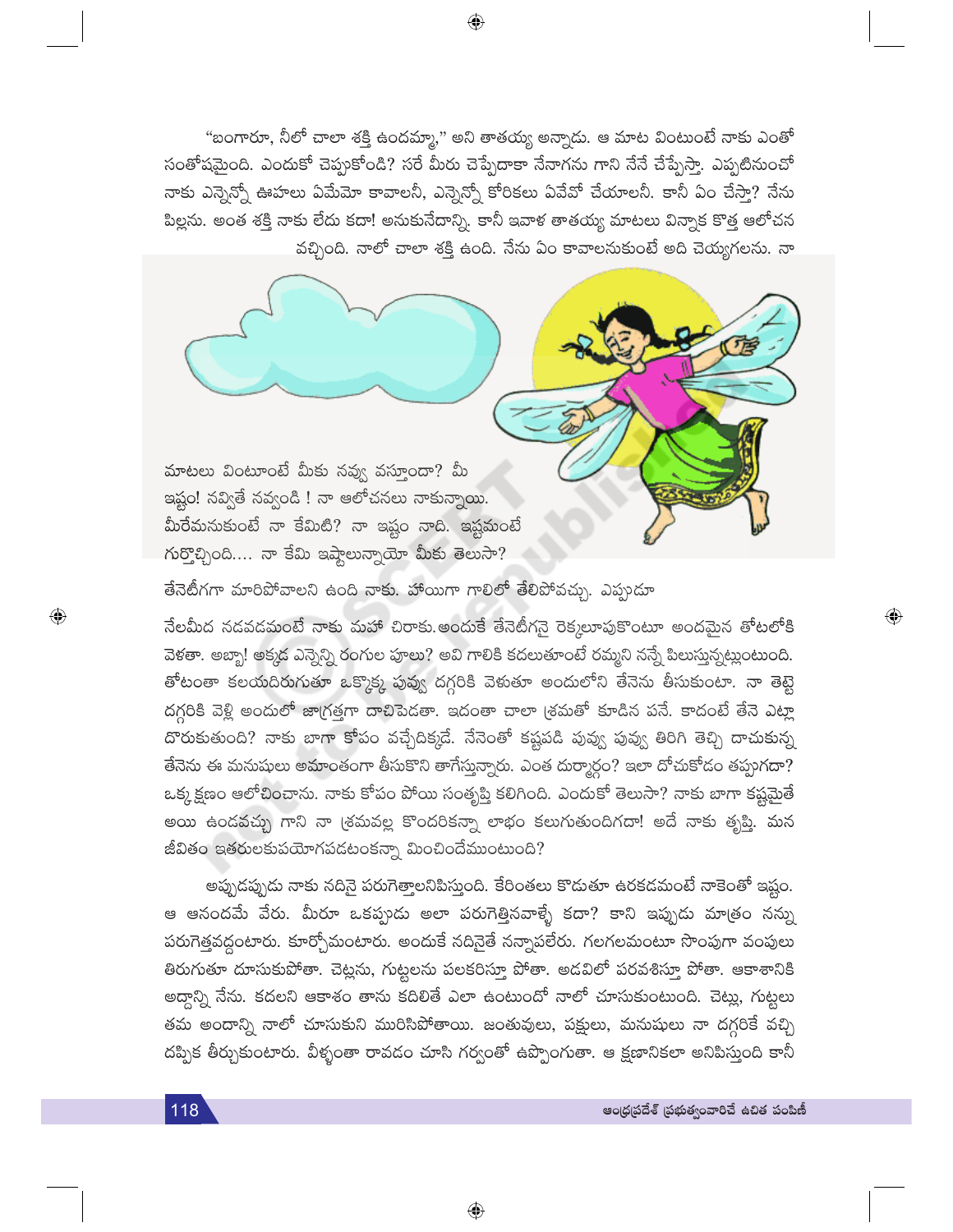"బంగారూ, నీలో చాలా శక్తి ఉందమ్మా," అని తాతయ్య అన్నాడు. ఆ మాట వింటుంటే నాకు ఎంతో సంతోషమైంది. ఎందుకో చెప్పుకోండి? సరే మీరు చెప్పేదాకా నేనాగను గాని నేనే చేప్పేస్తా. ఎప్పటినుంచో నాకు ఎన్నెన్నో ఊహలు ఏమేమో కావాలనీ, ఎన్నెన్నో కోరికలు ఏవేవో చేయాలనీ. కానీ ఏం చేస్తా? నేను పిల్లను. అంత శక్తి నాకు లేదు కదా! అనుకునేదాన్ని. కానీ ఇవాళ తాతయ్య మాటలు విన్నాక కొత్త ఆలోచన వచ్చింది. నాలో చాలా శక్తి ఉంది. నేను ఏం కావాలనుకుంటే అది చెయ్యగలను. నా మాటలు వింటూంటే మీకు నవ్వు వస్తూందా? మీ ఇష్టం! నవ్వితే నవ్వండి ! నా ఆలోచనలు నాకున్నాయి. మీరేమనుకుంటే నా కేమిటి? నా ఇష్టం నాది. ఇష్టమంటే గుర్తొచ్చింది.... నా కేమి ఇష్టాలున్నాయో మీకు తెలుసా?

తేనెటీగగా మారిపోవాలని ఉంది నాకు. హాయిగా గాలిలో తేలిపోవచ్చు. ఎప్పుడూ నేలమీద నడవడమంటే నాకు మహా చిరాకు. అందుకే తేనెటీగనై రెక్కలూపుకొంటూ అందమైన తోటలోకి వెళతా. అబ్బా! అక్కడ ఎన్నెన్ని రంగుల పూలు? అవి గాలికి కదలుతూంటే రమ్మని నన్నే పిలుస్తున్నట్లుంటుంది. తోటంతా కలయదిరుగుతూ ఒక్కొక్క పువ్వు దగ్గరికి వెళుతూ అందులోని తేనెను తీసుకుంటా. నా తెట్టె దగ్గరికి వెళ్లి అందులో జాగ్రత్తగా దాచిపెడతా. ఇదంతా చాలా శ్రమతో కూడిన పనే. కాదంటే తేనె ఎట్లా దొరుకుతుంది? నాకు బాగా కోపం వచ్చేదిక్కడే. నేనెంతో కష్టపడి పువ్వు పువ్వు తిరిగి తెచ్చి దాచుకున్న తేనెను ఈ మనుషులు అమాంతంగా తీసుకొని తాగేస్తున్నారు. ఎంత దుర్మార్గం? ఇలా దోచుకోడం తప్పుగదా? ఒక్క క్షణం ఆలోచించాను. నాకు కోపం పోయి సంతృప్తి కలిగింది. ఎందుకో తెలుసా? నాకు బాగా కష్టమైతే అయి ఉండవచ్చు గాని నా శ్రమవల్ల కొందరికన్నా లాభం కలుగుతుందిగదా! అదే నాకు తృప్తి. మన జీవితం ఇతరులకుపయోగపడటంకన్నా మించిందేముంటుంది?

అప్పుడప్పుడు నాకు నదినై పరుగెత్తాలనిపిస్తుంది. కెరింతలు కొడుతూ ఉరకడమంటే నాకెంతో ఇష్టం. ఆ ఆనందమే వేరు. మీరూ ఒకప్పుడు అలా పరుగెత్తినవాళ్ళే కదా? కాని ఇప్పుడు మాత్రం నన్ను పరుగెత్తవద్దంటారు. కూర్చోమంటారు. అందుకే నదినైతే నన్నాపలేరు. గలగలమంటూ సొంపుగా వంపులు తిరుగుతూ దూసుకుపోతా. చెట్లను, గుట్టలను పలకరిస్తూ పోతా. అడవిలో పరవశిస్తూ పోతా. ఆకాశానికి అద్దాన్ని నేను. కదలని ఆకాశం తాను కదిలితే ఎలా ఉంటుందో నాలో చూసుకుంటుంది. చెట్లు, గుట్టలు తమ అందాన్ని నాలో చూసుకుని మురిసిపోతాయి. జంతువులు, పక్షులు, మనుషులు నా దగ్గరికే వచ్చి దప్పిక తీర్చుకుంటారు. వీళ్ళంతా రావడం చూసి గర్వంతో ఉప్పొంగుతా. ఆ క్షణానికలా అనిపిస్తుంది కానీ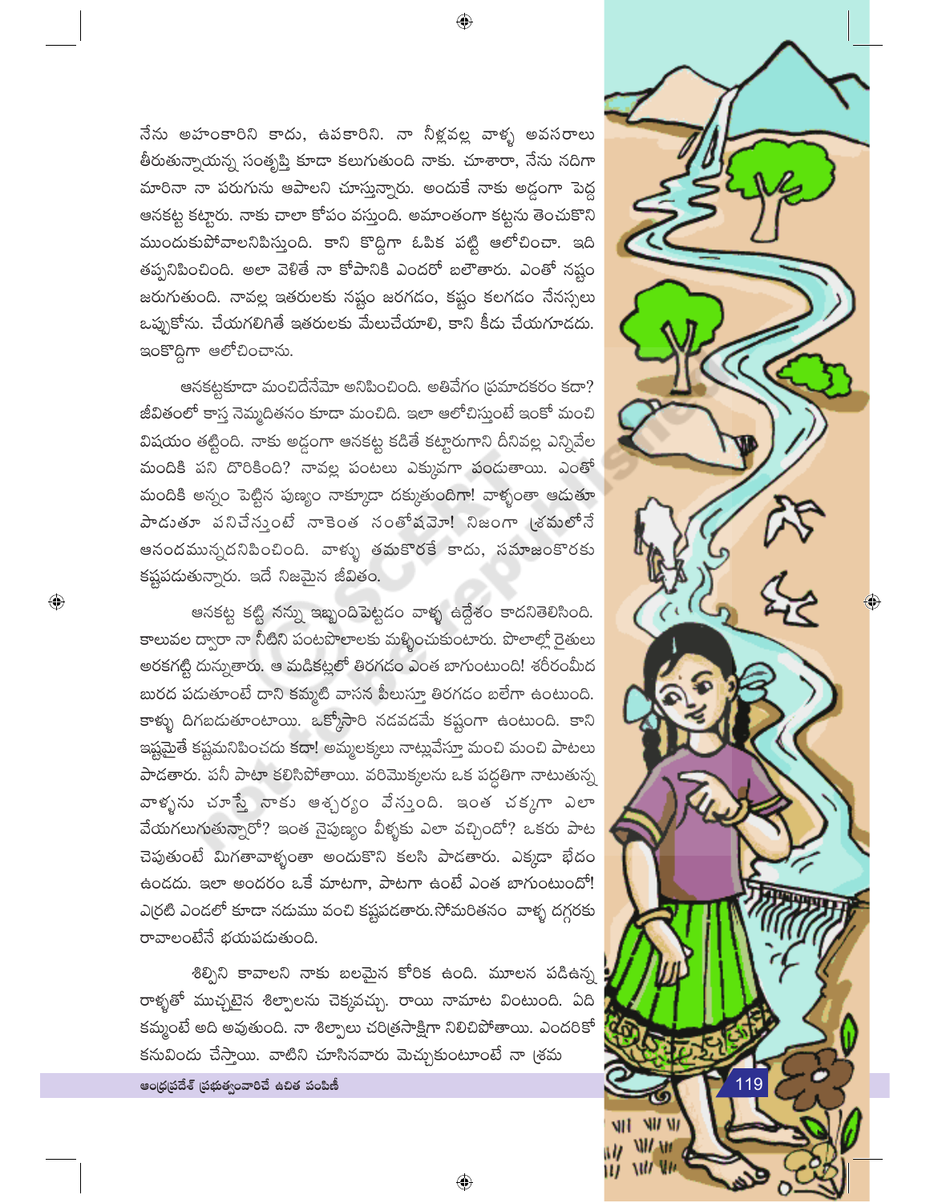నేను అహంకారిని కాదు, ఉపకారిని. నా నీళ్లవల్ల వాళ్ళ అవసరాలు తీరుతున్నాయన్న సంతృప్తి కూడా కలుగుతుంది నాకు. చూశారా, నేను నదిగా మారినా నా పరుగును ఆపాలని చూస్తున్నారు. అందుకే నాకు అడ్డంగా పెద్ద ఆనకట్ట కట్టారు. నాకు చాలా కోపం వస్తుంది. అమాంతంగా కట్టను తెంచుకొని ముందుకుపోవాలనిపిస్తుంది. కాని కొద్దిగా ఓపిక పట్టి ఆలోచించా. ఇది తప్పనిపించింది. అలా వెళితే నా కోపానికి ఎందరో బలౌతారు. ఎంతో నష్టం జరుగుతుంది. నావల్ల ఇతరులకు నష్టం జరగడం, కష్టం కలగడం నేనస్సలు ఒప్పుకోను. చేయగలిగితే ఇతరులకు మేలుచేయాలి, కాని కీడు చేయగూడదు. ఇంకొద్దిగా ఆలోచించాను.

ఆనకట్టకూడా మంచిదేనేమో అనిపించింది. అతివేగం ప్రమాదకరం కదా? జీవితంలో కాస్త నెమ్మదితనం కూడా మంచిది. ఇలా ఆలోచిస్తుంటే ఇంకో మంచి విషయం తట్టింది. నాకు అడ్డంగా ఆనకట్ట కడితే కట్టారుగాని దీనివల్ల ఎన్నివేల మందికి పని దొరికింది? నావల్ల పంటలు ఎక్కువగా పండుతాయి. ఎంతో మందికి అన్నం పెట్టిన పుణ్యం నాక్కూడా దక్కుతుందిగా! వాళ్ళంతా ఆడుతూ పాడుతూ పనిచేస్తుంటే నాకెంత సంతోషమో! నిజంగా శ్రమలోనే ఆనందమున్నదనిపించింది. వాళ్ళు తమకొరకే కాదు, సమాజంకొరకు కష్టపడుతున్నారు. ఇదే నిజమైన జీవితం.

ఆనకట్ట కట్టి నన్ను ఇబ్బందిపెట్టడం వాళ్ళ ఉద్దేశం కాదనితెలిసింది. కాలువల ద్వారా నా నీటిని పంటపొలాలకు మళ్ళించుకుంటారు. పొలాల్లో రైతులు అరకగట్టి దున్నుతారు. ఆ మడికట్లలో తిరగడం ఎంత బాగుంటుంది! శరీరంమీద బురద పడుతూంటే దాని కమ్మటి వాసన పీలుస్తూ తిరగడం బలేగా ఉంటుంది. కాళ్ళు దిగబడుతూంటాయి. ఒక్కోసారి నడవడమే కష్టంగా ఉంటుంది. కాని ఇష్టమైతే కష్టమనిపించదు కదా! అమ్మలక్కలు నాట్లువేస్తూ మంచి మంచి పాటలు పాడతారు. పనీ పాటా కలిసిపోతాయి. వరిమొక్కలను ఒక పద్ధతిగా నాటుతున్న వాళ్ళను చూస్తే నాకు ఆశ్చర్యం వేస్తుంది. ఇంత చక్కగా ఎలా వేయగలుగుతున్నారో? ఇంత నైపుణ్యం వీళ్ళకు ఎలా వచ్చిందో? ఒకరు పాట చెపుతుంటే మిగతావాళ్ళంతా అందుకొని కలిసి పాడతారు. ఎక్కడా భేదం ఉండదు. ఇలా అందరం ఒకే మాటగా, పాటగా ఉంటే ఎంత బాగుంటుందో! ఎర్రటి ఎండలో కూడా నడుము వంచి కష్టపడతారు. సోమరితనం వాళ్ళ దగ్గరకు రావాలంటేనే భయపడుతుంది.

శిల్పిని కావాలని నాకు బలమైన కోరిక ఉంది. మూలన పడిఉన్న రాళ్ళతో ముచ్చటైన శిల్పాలను చెక్కవచ్చు. రాయి నామాట వింటుంది. ఏది కమ్మంటే అది అవుతుంది. నా శిల్పాలు చరిత్రసాక్షిగా నిలిచిపోతాయి. ఎందరికో కనువిందు చేస్తాయి. వాటిని చూసినవారు మెచ్చుకుంటూంటే నా శ్రమ

ఆంధ్రప్రదేశ్ ప్రభుత్వంవారిచే ఉచిత పంపిణీ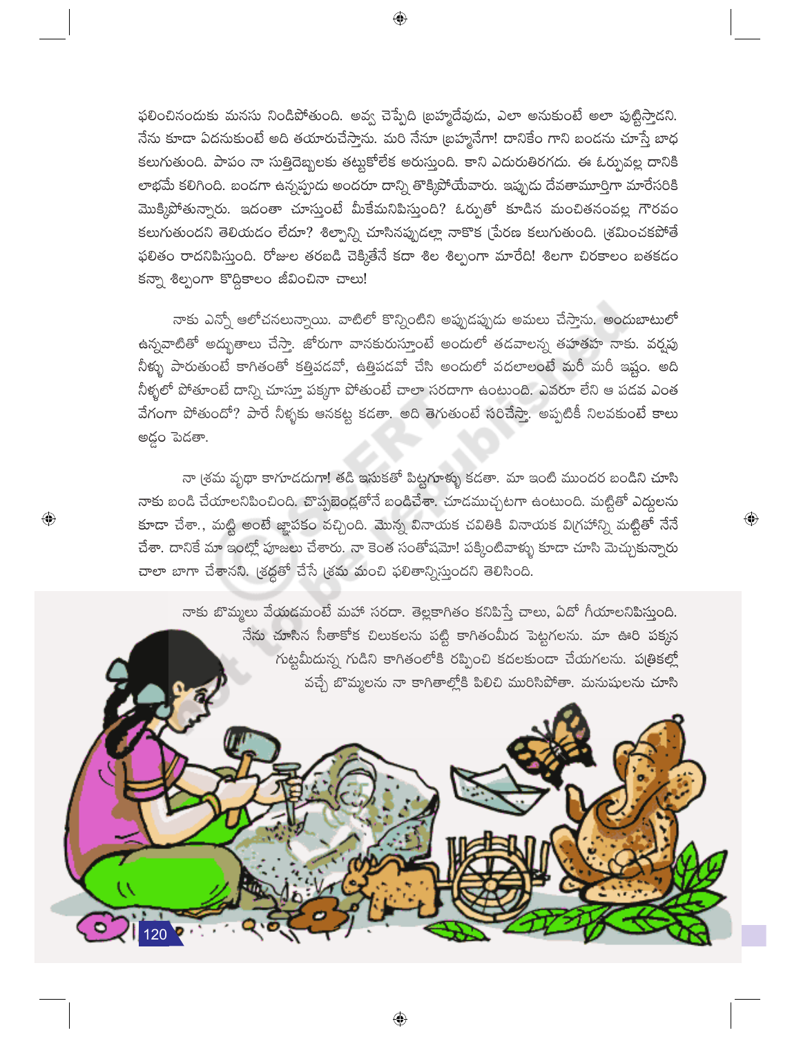ఫలించినందుకు మనసు నిండిపోతుంది. అవ్వ చెప్పేది బ్రహ్మదేవుడు, ఎలా అనుకుంటే అలా పుట్టిస్తాడని. నేను కూడా ఏదనుకుంటే అది తయారుచేస్తాను. మరి నేనూ బ్రహ్మనేగా! దానికేం గాని బండను చూస్తే బాధ కలుగుతుంది. పాపం నా సుత్తిదెబ్బలకు తట్టుకోలేక అరుస్తుంది. కాని ఎదురుతిరగదు. ఈ ఓర్పువల్ల దానికి లాభమే కలిగింది. బండగా ఉన్నప్పుడు అందరూ దాన్ని తొక్కిపోయేవారు. ఇప్పుడు దేవతామూర్తిగా మారేసరికి మొక్కిపోతున్నారు. ఇదంతా చూస్తుంటే మీకేమనిపిస్తుంది? ఓర్పుతో కూడిన మంచితనంవల్ల గౌరవం కలుగుతుందని తెలియడం లేదూ? శిల్పాన్ని చూసినప్పుడల్లా నాకొక ప్రేరణ కలుగుతుంది. శ్రమించకపోతే ఫలితం రాదనిపిస్తుంది. రోజుల తరబడి చెక్కితేనే కదా శిల శిల్పంగా మారేది! శిలగా చిరకాలం బతకడం కన్నా శిల్పంగా కొద్దికాలం జీవించినా చాలు!

నాకు ఎన్నో ఆలోచనలున్నాయి. వాటిలో కొన్నింటిని అప్పుడప్పుడు అమలు చేస్తాను. అందుబాటులో ఉన్నవాటితో అద్భుతాలు చేస్తా. జోరుగా వానకురుస్తుంటే అందులో తడవాలన్న తహతహ నాకు. వర్షపు నీళ్ళు పారుతుంటే కాగితంతో కత్తిపడవో, ఉత్తిపడవో చేసి అందులో వదలాలంటే మరీ మరీ ఇష్టం. అది నీళ్ళలో పోతూంటే దాన్ని చూస్తూ పక్కగా పోతుంటే చాలా సరదాగా ఉంటుంది. ఎవరూ లేని ఆ పడవ ఎంత వేగంగా పోతుందో? పారే నీళ్ళకు ఆనకట్ట కడతా. అది తెగుతుంటే సరిచేస్తా. అప్పటికీ నిలవకుంటే కాలు అడ్డం పెడతా.

నా శ్రమ వృథా కాగూడదుగా! తడి ఇసుకతో పిట్టగూళ్ళు కడతా. మా ఇంటి ముందర బండిని చూసి నాకు బండి చేయాలనిపించింది. చొప్పబెండ్లతోనే బండిచేశా. చూడముచ్చటగా ఉంటుంది. మట్టితో ఎద్దులను కూడా చేశా., మట్టి అంటే జ్ఞాపకం వచ్చింది. మొన్న వినాయక చవితికి వినాయక విగ్రహాన్ని మట్టితో నేనే చేశా. దానికే మా ఇంట్లో పూజలు చేశారు. నా కెంత సంతోషమో! పక్కింటివాళ్ళు కూడా చూసి మెచ్చుకున్నారు చాలా బాగా చేశానని. శ్రద్ధతో చేసే శ్రమ మంచి ఫలితాన్నిస్తుందని తెలిసింది.

నాకు బొమ్మలు వేయడమంటే మహా సరదా. తెల్లకాగితం కనిపిస్తే చాలు, ఏదో గీయాలనిపిస్తుంది. నేను చూసిన సీతాకోక చిలుకలను పట్టి కాగితంమీద పెట్టగలను. మా ఊరి పక్కన గుట్టమీదున్న గుడిని కాగితంలోకి రప్పించి కదలకుండా చేయగలను. పత్రికల్లో వచ్చే బొమ్మలను నా కాగితాల్లోకి పిలిచి మురిసిపోతా. మనుషులను చూసి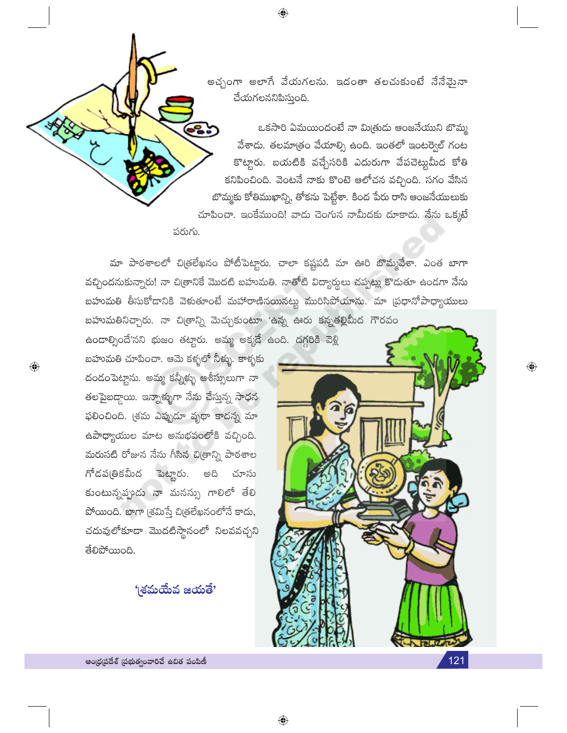అచ్చంగా అలాగే వేయగలను. ఇదంతా తలచుకుంటే నేనేమైనా చేయగలననిపిస్తుంది.

ఒకసారి ఏమయిందంటే నా మిత్రుడు ఆంజనేయుని బొమ్మ వేశాడు. తలమాత్రం వేయాల్సి ఉంది. ఇంతలో ఇంటర్వెల్ గంట కొట్టారు. బయటికి వచ్చేసరికి ఎదురుగా వేపచెట్టుమీద కోతి కనిపించింది. వెంటనే నాకు కొంటె ఆలోచన వచ్చింది. సగం వేసిన బొమ్మకు కోతిముఖాన్ని, తోకను పెట్టేశా. కింద పేరు రాసి ఆంజనేయులుకు చూపించా. ఇంకేముంది! వాడు చెంగున నామీదకు దూకాడు. నేను ఒక్కటే పరుగు.

మా పాఠశాలలో చిత్రలేఖనం పోటీపెట్టారు. చాలా కష్టపడి మా ఊరి బొమ్మవేశా. ఎంత బాగా వచ్చిందనుకున్నారు! నా చిత్రానికే మొదటి బహుమతి. నాతోటి విద్యార్థులు చప్పట్లు కొడుతూ ఉండగా నేను బహుమతి తీసుకోడానికి వెళుతూంటే మహారాణినయినట్టు మురిసిపోయాను. మా ప్రధానోపాధ్యాయులు బహుమతినిచ్చారు. నా చిత్రాన్ని మెచ్చుకుంటూ 'ఉన్న ఊరు కన్నతల్లిమీద గౌరవం ఉండాల్సిందే'నని భుజం తట్టారు. అమ్మ అక్కడే ఉంది. దగ్గరికి వెళ్లి బహుమతి చూపించా. ఆమె కళ్ళలో నీళ్ళు. కాళ్ళకు దండంపెట్టాను. అమ్మ కన్నీళ్ళు ఆశీస్సులుగా నా తలపైబడ్డాయి. ఇన్నాళ్ళుగా నేను చేస్తున్న సాధన ఫలించింది. శ్రమ ఎప్పుడూ వృథా కాదన్న మా ఉపాధ్యాయుల మాట అనుభవంలోకి వచ్చింది. మరుసటి రోజున నేను గీసిన చిత్రాన్ని పాఠశాల గోడపత్రికమీద పెట్టారు. అది చూసు కుంటున్నప్పుడు నా మనస్సు గాలిలో తేలి పోయింది. బాగా శ్రమిస్తే చిత్రలేఖనంలోనే కాదు, చదువులోకూడా మొదటిస్థానంలో నిలవవచ్చని తేలిపోయింది.

**'శ్రమయేవ జయతే'**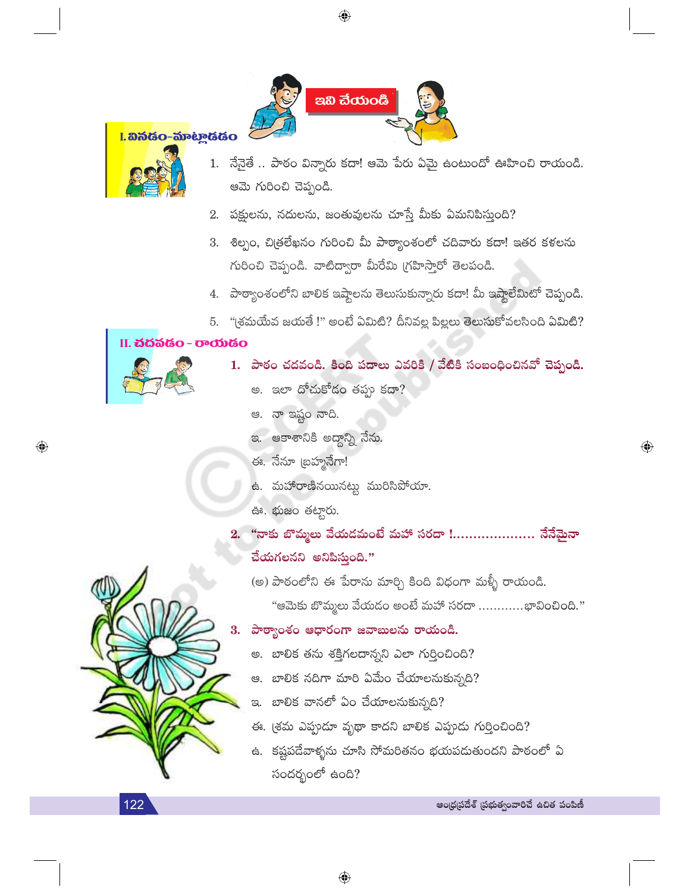# ఇవి చేయండి

## I. వినడం-మాట్లాడడం

1. నేనైతే .. పాఠం విన్నారు కదా! ఆమె పేరు ఏమై ఉంటుందో ఊహించి రాయండి. ఆమె గురించి చెప్పండి.
2. పక్షులను, నదులను, జంతువులను చూస్తే మీకు ఏమనిపిస్తుంది?
3. శిల్పం, చిత్రలేఖనం గురించి మీ పాఠ్యాంశంలో చదివారు కదా! ఇతర కళలను గురించి చెప్పండి. వాటిద్వారా మీరేమి గ్రహిస్తారో తెలపండి.
4. పాఠ్యాంశంలోని బాలిక ఇష్టాలను తెలుసుకున్నారు కదా! మీ ఇష్టాలేమిటో చెప్పండి.
5. "శ్రమయేవ జయతే !" అంటే ఏమిటి? దీనివల్ల పిల్లలు తెలుసుకోవలసింది ఏమిటి?

## II. చదవడం - రాయడం

**1. పాఠం చదవండి. కింది పదాలు ఎవరికి / వేటికి సంబంధించినవో చెప్పండి.**

అ. ఇలా దోచుకోడం తప్పు కదా?

ఆ. నా ఇష్టం నాది.

ఇ. ఆకాశానికి అద్దాన్ని నేను.

ఈ. నేనూ బ్రహ్మనేగా!

ఉ. మహారాణినయినట్టు మురిసిపోయా.

ఊ. భుజం తట్టారు.

**2. "నాకు బొమ్మలు వేయడమంటే మహా సరదా !.................... నేనేమైనా చేయగలనని అనిపిస్తుంది."**

(అ) పాఠంలోని ఈ పేరాను మార్చి కింది విధంగా మళ్ళీ రాయండి.

"ఆమెకు బొమ్మలు వేయడం అంటే మహా సరదా ............భావించింది."

**3. పాఠ్యాంశం ఆధారంగా జవాబులను రాయండి.**

అ. బాలిక తను శక్తిగలదాన్నని ఎలా గుర్తించింది?

ఆ. బాలిక నదిగా మారి ఏమేం చేయాలనుకున్నది?

ఇ. బాలిక వానలో ఏం చేయాలనుకున్నది?

ఈ. శ్రమ ఎప్పుడూ వృథా కాదని బాలిక ఎప్పుడు గుర్తించింది?

ఉ. కష్టపడేవాళ్ళను చూసి సోమరితనం భయపడుతుందని పాఠంలో ఏ సందర్భంలో ఉంది?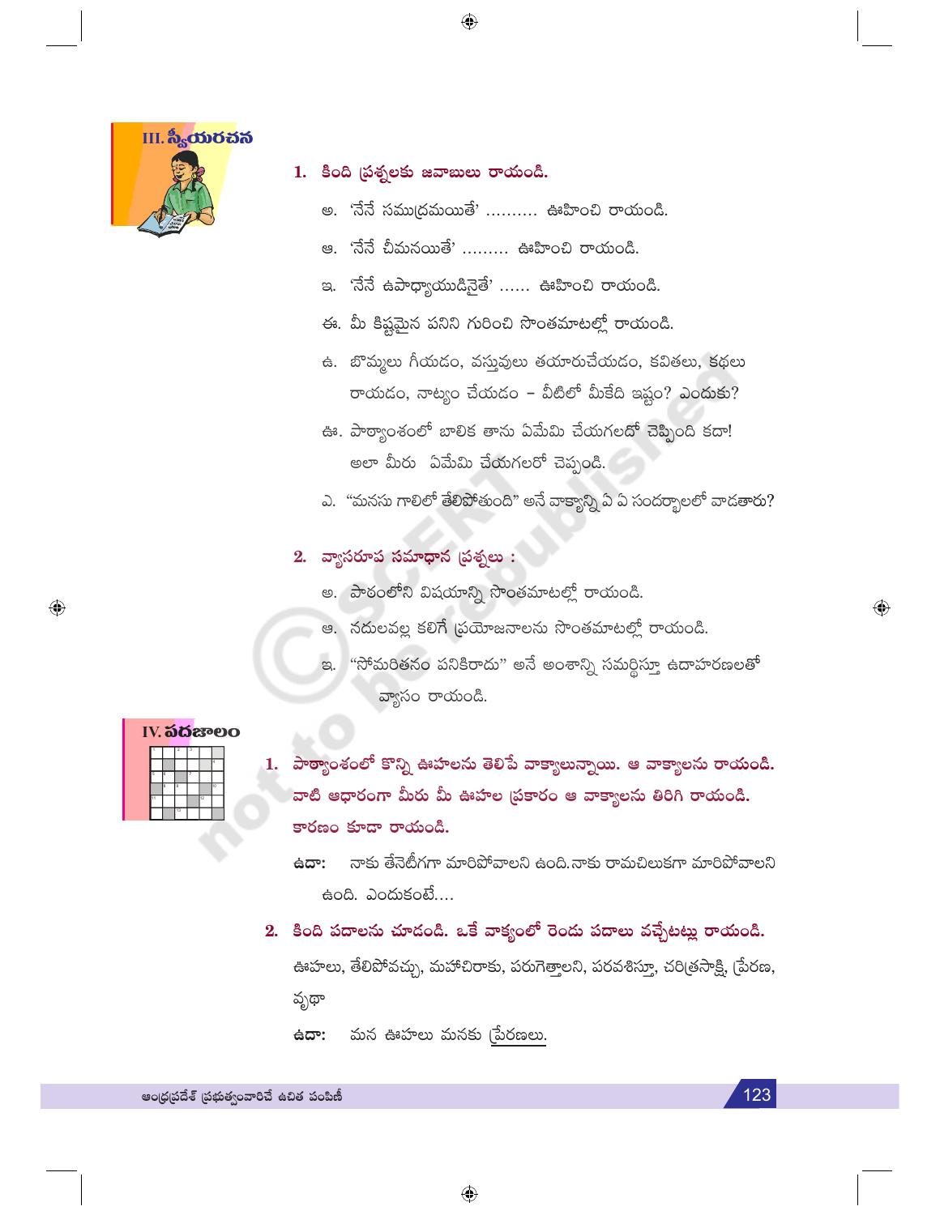## III. స్వీయరచన

**1. కింది ప్రశ్నలకు జవాబులు రాయండి.**

అ. 'నేనే సముద్రమయితే' .......... ఊహించి రాయండి.

ఆ. 'నేనే చీమనయితే' ......... ఊహించి రాయండి.

ఇ. 'నేనే ఉపాధ్యాయుడినైతే' ...... ఊహించి రాయండి.

ఈ. మీ కిష్టమైన పనిని గురించి సొంతమాటల్లో రాయండి.

ఉ. బొమ్మలు గీయడం, వస్తువులు తయారుచేయడం, కవితలు, కథలు రాయడం, నాట్యం చేయడం - వీటిలో మీకేది ఇష్టం? ఎందుకు?

ఊ. పాఠ్యాంశంలో బాలిక తాను ఏమేమి చేయగలదో చెప్పింది కదా! అలా మీరు ఏమేమి చేయగలరో చెప్పండి.

ఎ. "మనసు గాలిలో తేలిపోతుంది" అనే వాక్యాన్ని ఏ ఏ సందర్భాలలో వాడతారు?

**2. వ్యాసరూప సమాధాన ప్రశ్నలు :**

అ. పాఠంలోని విషయాన్ని సొంతమాటల్లో రాయండి.

ఆ. నదులవల్ల కలిగే ప్రయోజనాలను సొంతమాటల్లో రాయండి.

ఇ. "సోమరితనం పనికిరాదు" అనే అంశాన్ని సమర్థిస్తూ ఉదాహరణలతో వ్యాసం రాయండి.

## IV. పదజాలం

**1. పాఠ్యాంశంలో కొన్ని ఊహలను తెలిపే వాక్యాలున్నాయి. ఆ వాక్యాలను రాయండి. వాటి ఆధారంగా మీరు మీ ఊహల ప్రకారం ఆ వాక్యాలను తిరిగి రాయండి. కారణం కూడా రాయండి.**

**ఉదా:** నాకు తేనెటీగగా మారిపోవాలని ఉంది. నాకు రామచిలుకగా మారిపోవాలని ఉంది. ఎందుకంటే....

**2. కింది పదాలను చూడండి. ఒకే వాక్యంలో రెండు పదాలు వచ్చేటట్లు రాయండి.**

ఊహలు, తేలిపోవచ్చు, మహాచిరాకు, పరుగెత్తాలని, పరవశిస్తూ, చరిత్రసాక్షి, ప్రేరణ, వృథా

**ఉదా:** మన ఊహలు మనకు ప్రేరణలు.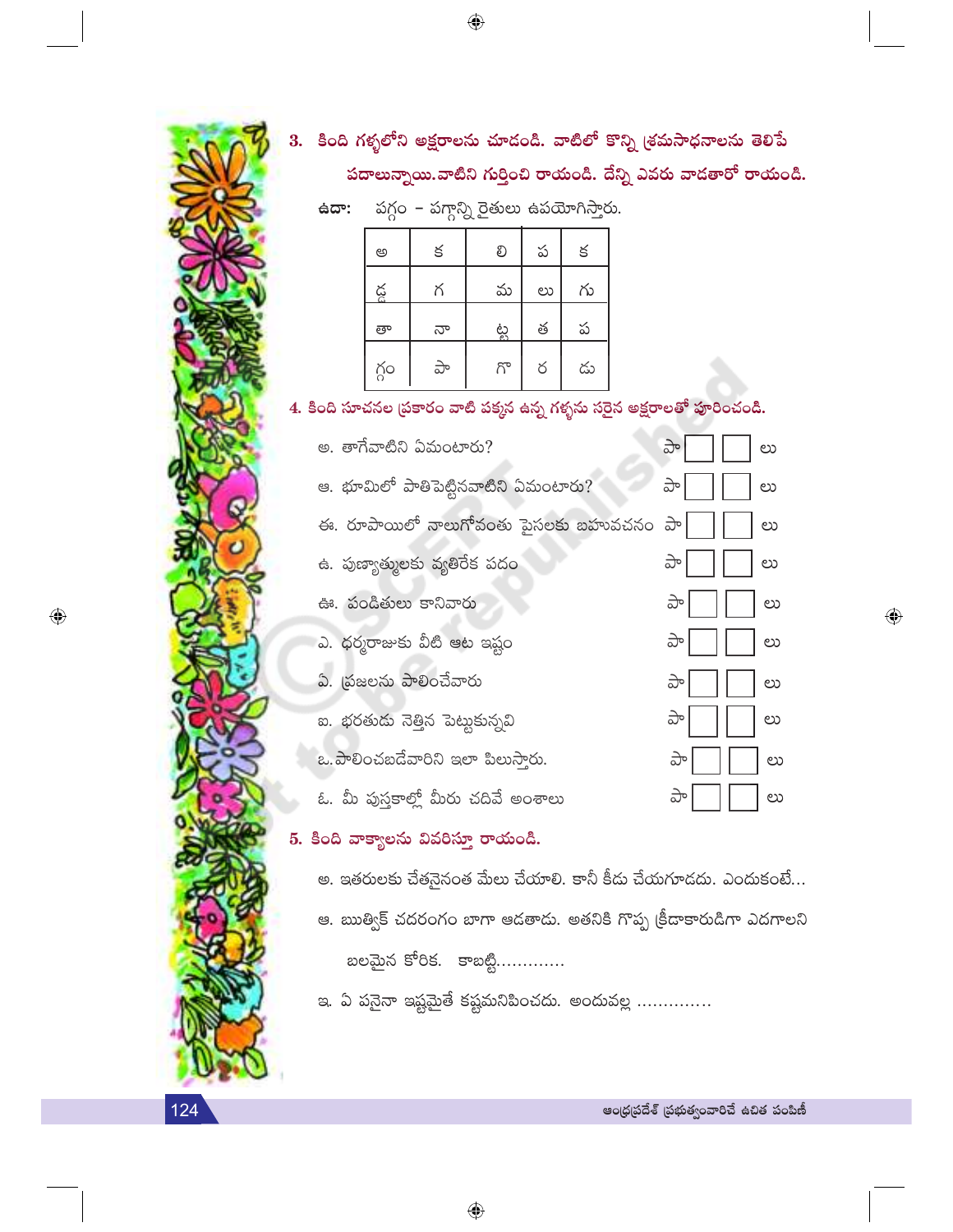3. కింది గళ్ళలోని అక్షరాలను చూడండి. వాటిలో కొన్ని శ్రమసాధనాలను తెలిపే పదాలున్నాయి.వాటిని గుర్తించి రాయండి. దేన్ని ఎవరు వాడతారో రాయండి.

**ఉదా:** పగ్గం – పగ్గాన్ని రైతులు ఉపయోగిస్తారు.

| | | | | |
|---|---|---|---|---|
| అ | క | లి | ప | క |
| డ్డ | గ | మ | లు | గు |
| తా | నా | ట్ట | త | ప |
| గ్గం | పా | గొ | ర | డు |

4. కింది సూచనల ప్రకారం వాటి పక్కన ఉన్న గళ్ళను సరైన అక్షరాలతో పూరించండి.

అ. తాగేవాటిని ఏమంటారు? పా ☐ ☐ లు

ఆ. భూమిలో పాతిపెట్టినవాటిని ఏమంటారు? పా ☐ ☐ లు

ఈ. రూపాయిలో నాలుగోవంతు పైసలకు బహువచనం పా ☐ ☐ లు

ఉ. పుణ్యాత్ములకు వ్యతిరేక పదం పా ☐ ☐ లు

ఊ. పండితులు కానివారు పా ☐ ☐ లు

ఎ. ధర్మరాజుకు వీటి ఆట ఇష్టం పా ☐ ☐ లు

ఏ. ప్రజలను పాలించేవారు పా ☐ ☐ లు

ఐ. భరతుడు నెత్తిన పెట్టుకున్నవి పా ☐ ☐ లు

ఒ. పాలించబడేవారిని ఇలా పిలుస్తారు. పా ☐ ☐ లు

ఓ. మీ పుస్తకాల్లో మీరు చదివే అంశాలు పా ☐ ☐ లు

5. కింది వాక్యాలను వివరిస్తూ రాయండి.

అ. ఇతరులకు చేతనైనంత మేలు చేయాలి. కానీ కీడు చేయగూడదు. ఎందుకంటే...

ఆ. ఋత్విక్ చదరంగం బాగా ఆడతాడు. అతనికి గొప్ప క్రీడాకారుడిగా ఎదగాలని బలమైన కోరిక. కాబట్టి............

ఇ. ఏ పనైనా ఇష్టమైతే కష్టమనిపించదు. అందువల్ల ..............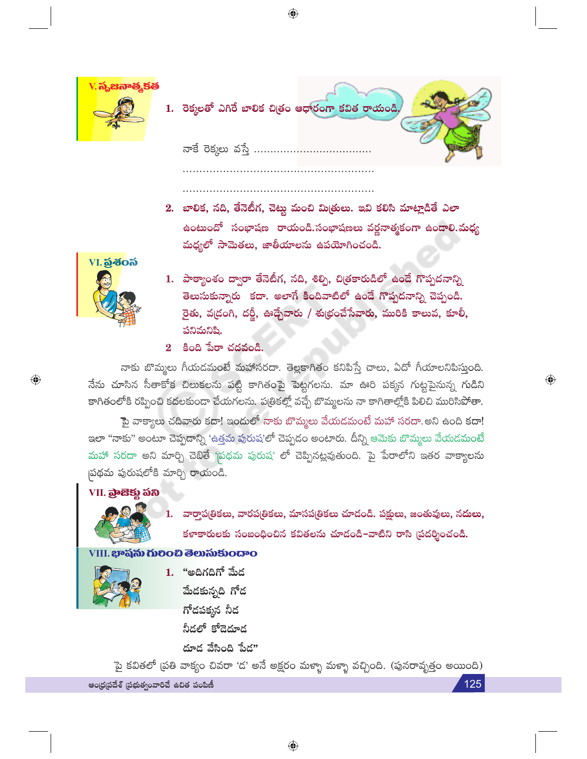## V. సృజనాత్మకత

1. రెక్కలతో ఎగిరే బాలిక చిత్రం ఆధారంగా కవిత రాయండి.

   నాకే రెక్కలు వస్తే ..................................

   .......................................................

   .......................................................

2. బాలిక, నది, తేనెటీగ, చెట్టు మంచి మిత్రులు. ఇవి కలిసి మాట్లాడితే ఎలా ఉంటుందో సంభాషణ రాయండి.సంభాషణలు వర్ణనాత్మకంగా ఉండాలి.మధ్య మధ్యలో సామెతలు, జాతీయాలను ఉపయోగించండి.

## VI. ప్రశంస

1. పాఠ్యాంశం ద్వారా తేనెటీగ, నది, శిల్పి, చిత్రకారుడిలో ఉండే గొప్పదనాన్ని తెలుసుకున్నారు కదా. అలాగే కిందివాటిలో ఉండే గొప్పదనాన్ని చెప్పండి. రైతు, వడ్రంగి, దర్జీ, ఊడ్చేవారు / శుభ్రంచేసేవారు, మురికి కాలువ, కూలీ, పనిమనిషి.

2. కింది పేరా చదవండి.

నాకు బొమ్మలు గీయడమంటే మహాసరదా. తెల్లకాగితం కనిపిస్తే చాలు, ఏదో గీయాలనిపిస్తుంది. నేను చూసిన సీతాకోక చిలుకలను పట్టి కాగితంపై పెట్టగలను. మా ఊరి పక్కన గుట్టపైనున్న గుడిని కాగితంలోకి రప్పించి కదలకుండా చేయగలను. పత్రికల్లో వచ్చే బొమ్మలను నా కాగితాల్లోకి పిలిచి మురిసిపోతా.

పై వాక్యాలు చదివారు కదా! ఇందులో నాకు బొమ్మలు వేయడమంటే మహా సరదా. అని ఉంది కదా! ఇలా "నాకు" అంటూ చెప్పడాన్ని 'ఉత్తమ పురుష'లో చెప్పడం అంటారు. దీన్ని ఆమెకు బొమ్మలు వేయడమంటే మహా సరదా అని మార్చి చెబితే 'ప్రథమ పురుష' లో చెప్పినట్లవుతుంది. పై పేరాలోని ఇతర వాక్యాలను ప్రథమ పురుషలోకి మార్చి రాయండి.

## VII. ప్రాజెక్టు పని

1. వార్తాపత్రికలు, వారపత్రికలు, మాసపత్రికలు చూడండి. పక్షులు, జంతువులు, నదులు, కళాకారులకు సంబంధించిన కవితలను చూడండి-వాటిని రాసి ప్రదర్శించండి.

## VIII. భాషను గురించి తెలుసుకుందాం

1. "అదిగదిగో మేడ
   మేడకున్నది గోడ
   గోడపక్కన నీడ
   నీడలో కోడెదూడ
   దూడ వేసింది పేడ"

పై కవితలో ప్రతి వాక్యం చివరా 'డ' అనే అక్షరం మళ్ళా మళ్ళా వచ్చింది. (పునరావృత్తం అయింది)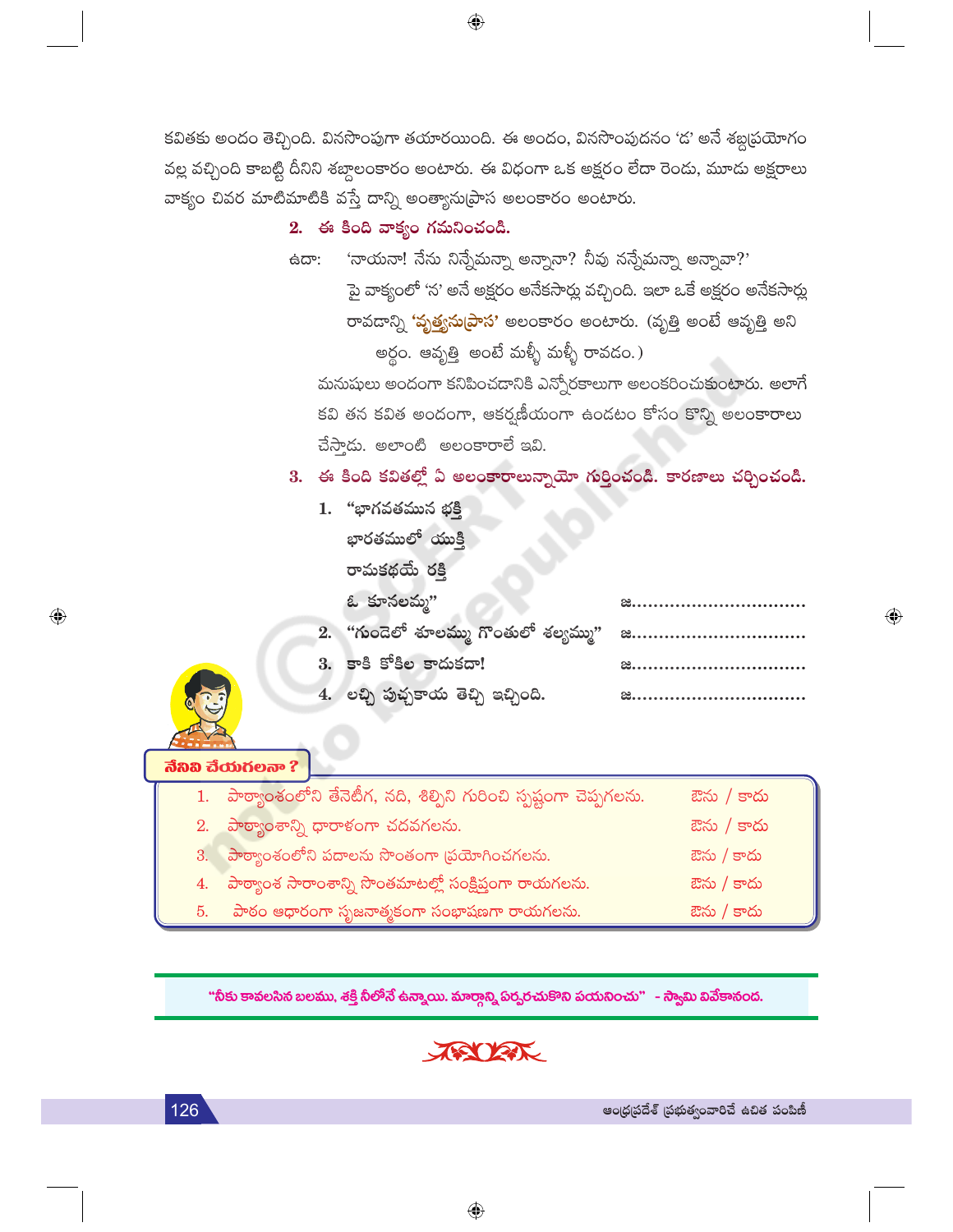కవితకు అందం తెచ్చింది. వినసొంపుగా తయారయింది. ఈ అందం, వినసొంపుదనం 'ద' అనే శబ్దప్రయోగం వల్ల వచ్చింది కాబట్టి దీనిని శబ్దాలంకారం అంటారు. ఈ విధంగా ఒక అక్షరం లేదా రెండు, మూడు అక్షరాలు వాక్యం చివర మాటిమాటికి వస్తే దాన్ని అంత్యానుప్రాస అలంకారం అంటారు.

**2. ఈ కింది వాక్యం గమనించండి.**

ఉదా: 'నాయనా! నేను నిన్నేమన్నా అన్నానా? నీవు నన్నేమన్నా అన్నావా?'

పై వాక్యంలో 'న' అనే అక్షరం అనేకసార్లు వచ్చింది. ఇలా ఒకే అక్షరం అనేకసార్లు రావడాన్ని **'వృత్త్యనుప్రాస'** అలంకారం అంటారు. (వృత్తి అంటే ఆవృత్తి అని అర్థం. ఆవృత్తి అంటే మళ్ళీ మళ్ళీ రావడం.)

మనుషులు అందంగా కనిపించడానికి ఎన్నోరకాలుగా అలంకరించుకుంటారు. అలాగే కవి తన కవిత అందంగా, ఆకర్షణీయంగా ఉండటం కోసం కొన్ని అలంకారాలు చేస్తాడు. అలాంటి అలంకారాలే ఇవి.

**3. ఈ కింది కవితల్లో ఏ అలంకారాలున్నాయో గుర్తించండి. కారణాలు చర్చించండి.**

1. "భాగవతమున భక్తి
   భారతములో యుక్తి
   రామకథయే రక్తి
   ఓ కూనలమ్మ" జ.................................
2. "గుండెలో శూలమ్ము గొంతులో శల్యమ్ము" జ.................................
3. కాకి కోకిల కాదుకదా! జ.................................
4. లచ్చి పుచ్చకాయ తెచ్చి ఇచ్చింది. జ.................................

**నేనివి చేయగలనా ?**

| | | |
|---|---|---|
| 1. | పాఠ్యాంశంలోని తేనెటీగ, నది, శిల్పిని గురించి స్పష్టంగా చెప్పగలను. | ఔను / కాదు |
| 2. | పాఠ్యాంశాన్ని ధారాళంగా చదవగలను. | ఔను / కాదు |
| 3. | పాఠ్యాంశంలోని పదాలను సొంతంగా ప్రయోగించగలను. | ఔను / కాదు |
| 4. | పాఠ్యాంశ సారాంశాన్ని సొంతమాటల్లో సంక్షిప్తంగా రాయగలను. | ఔను / కాదు |
| 5. | పాఠం ఆధారంగా సృజనాత్మకంగా సంభాషణగా రాయగలను. | ఔను / కాదు |

**"నీకు కావలసిన బలము, శక్తి నీలోనే ఉన్నాయి. మార్గాన్ని ఏర్పరచుకొని పయనించు" - స్వామి వివేకానంద.**